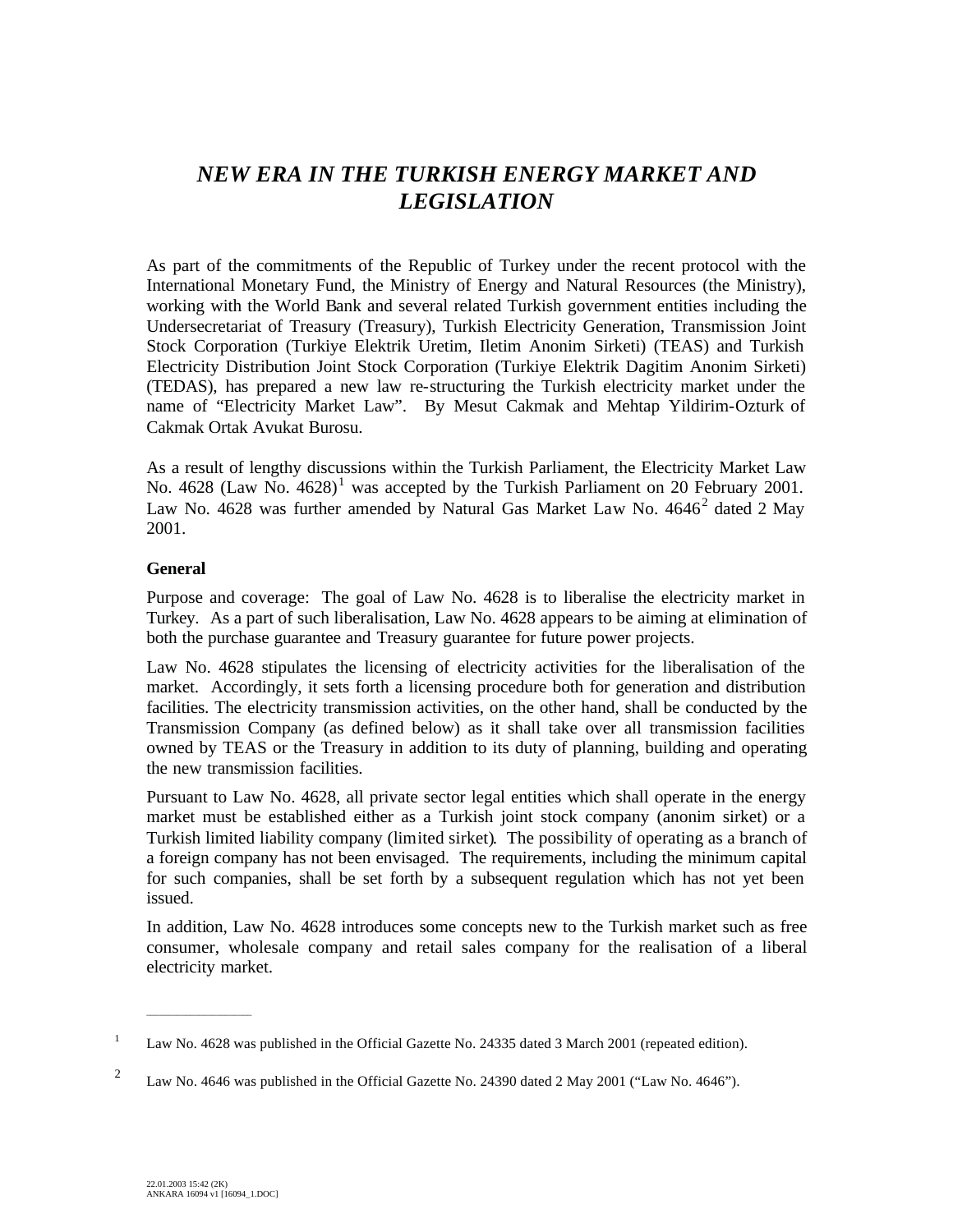# *NEW ERA IN THE TURKISH ENERGY MARKET AND LEGISLATION*

As part of the commitments of the Republic of Turkey under the recent protocol with the International Monetary Fund, the Ministry of Energy and Natural Resources (the Ministry), working with the World Bank and several related Turkish government entities including the Undersecretariat of Treasury (Treasury), Turkish Electricity Generation, Transmission Joint Stock Corporation (Turkiye Elektrik Uretim, Iletim Anonim Sirketi) (TEAS) and Turkish Electricity Distribution Joint Stock Corporation (Turkiye Elektrik Dagitim Anonim Sirketi) (TEDAS), has prepared a new law re-structuring the Turkish electricity market under the name of "Electricity Market Law". By Mesut Cakmak and Mehtap Yildirim-Ozturk of Cakmak Ortak Avukat Burosu.

As a result of lengthy discussions within the Turkish Parliament, the Electricity Market Law No. 4628 (Law No. 4628)[1] was accepted by the Turkish Parliament on 20 February 2001. Law No. 4628 was further amended by Natural Gas Market Law No. 4646[2] dated 2 May 2001.

**General**

Purpose and coverage: The goal of Law No. 4628 is to liberalise the electricity market in Turkey. As a part of such liberalisation, Law No. 4628 appears to be aiming at elimination of both the purchase guarantee and Treasury guarantee for future power projects.

Law No. 4628 stipulates the licensing of electricity activities for the liberalisation of the market. Accordingly, it sets forth a licensing procedure both for generation and distribution facilities. The electricity transmission activities, on the other hand, shall be conducted by the Transmission Company (as defined below) as it shall take over all transmission facilities owned by TEAS or the Treasury in addition to its duty of planning, building and operating the new transmission facilities.

Pursuant to Law No. 4628, all private sector legal entities which shall operate in the energy market must be established either as a Turkish joint stock company (anonim sirket) or a Turkish limited liability company (limited sirket). The possibility of operating as a branch of a foreign company has not been envisaged. The requirements, including the minimum capital for such companies, shall be set forth by a subsequent regulation which has not yet been issued.

In addition, Law No. 4628 introduces some concepts new to the Turkish market such as free consumer, wholesale company and retail sales company for the realisation of a liberal electricity market.

---

[1] Law No. 4628 was published in the Official Gazette No. 24335 dated 3 March 2001 (repeated edition).

[2] Law No. 4646 was published in the Official Gazette No. 24390 dated 2 May 2001 ("Law No. 4646").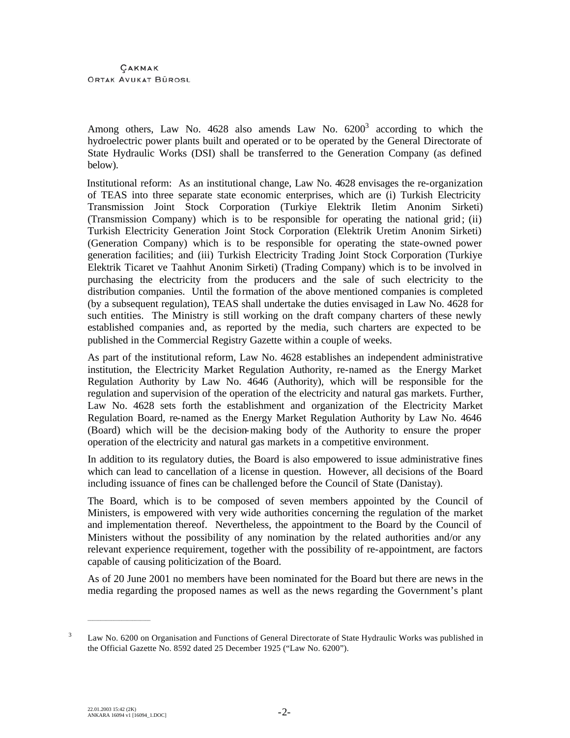Among others, Law No. 4628 also amends Law No. 6200[3] according to which the hydroelectric power plants built and operated or to be operated by the General Directorate of State Hydraulic Works (DSI) shall be transferred to the Generation Company (as defined below).

Institutional reform: As an institutional change, Law No. 4628 envisages the re-organization of TEAS into three separate state economic enterprises, which are (i) Turkish Electricity Transmission Joint Stock Corporation (Turkiye Elektrik Iletim Anonim Sirketi) (Transmission Company) which is to be responsible for operating the national grid; (ii) Turkish Electricity Generation Joint Stock Corporation (Elektrik Uretim Anonim Sirketi) (Generation Company) which is to be responsible for operating the state-owned power generation facilities; and (iii) Turkish Electricity Trading Joint Stock Corporation (Turkiye Elektrik Ticaret ve Taahhut Anonim Sirketi) (Trading Company) which is to be involved in purchasing the electricity from the producers and the sale of such electricity to the distribution companies. Until the formation of the above mentioned companies is completed (by a subsequent regulation), TEAS shall undertake the duties envisaged in Law No. 4628 for such entities. The Ministry is still working on the draft company charters of these newly established companies and, as reported by the media, such charters are expected to be published in the Commercial Registry Gazette within a couple of weeks.

As part of the institutional reform, Law No. 4628 establishes an independent administrative institution, the Electricity Market Regulation Authority, re-named as the Energy Market Regulation Authority by Law No. 4646 (Authority), which will be responsible for the regulation and supervision of the operation of the electricity and natural gas markets. Further, Law No. 4628 sets forth the establishment and organization of the Electricity Market Regulation Board, re-named as the Energy Market Regulation Authority by Law No. 4646 (Board) which will be the decision-making body of the Authority to ensure the proper operation of the electricity and natural gas markets in a competitive environment.

In addition to its regulatory duties, the Board is also empowered to issue administrative fines which can lead to cancellation of a license in question. However, all decisions of the Board including issuance of fines can be challenged before the Council of State (Danistay).

The Board, which is to be composed of seven members appointed by the Council of Ministers, is empowered with very wide authorities concerning the regulation of the market and implementation thereof. Nevertheless, the appointment to the Board by the Council of Ministers without the possibility of any nomination by the related authorities and/or any relevant experience requirement, together with the possibility of re-appointment, are factors capable of causing politicization of the Board.

As of 20 June 2001 no members have been nominated for the Board but there are news in the media regarding the proposed names as well as the news regarding the Government's plant

---

[3] Law No. 6200 on Organisation and Functions of General Directorate of State Hydraulic Works was published in the Official Gazette No. 8592 dated 25 December 1925 ("Law No. 6200").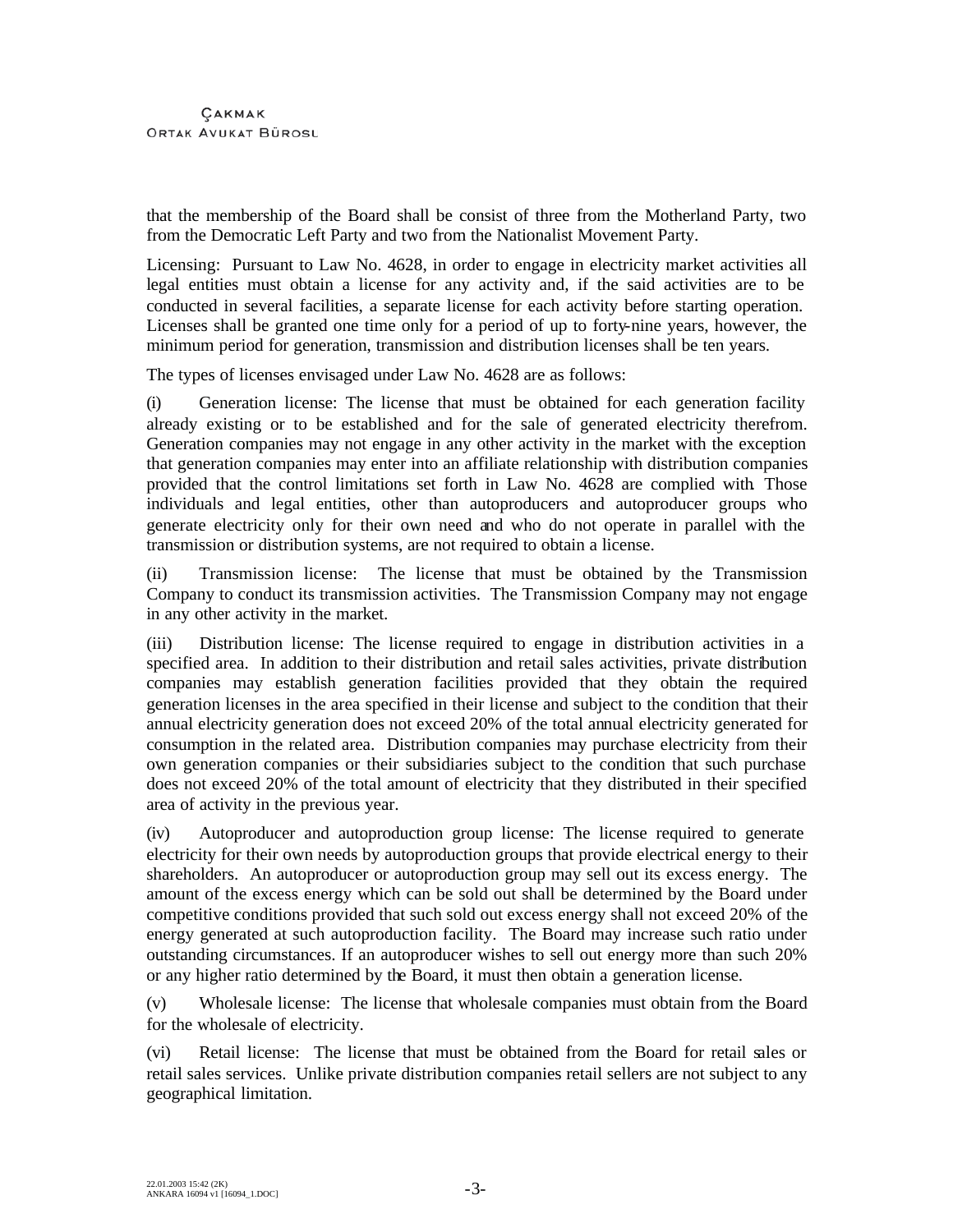that the membership of the Board shall be consist of three from the Motherland Party, two from the Democratic Left Party and two from the Nationalist Movement Party.

Licensing: Pursuant to Law No. 4628, in order to engage in electricity market activities all legal entities must obtain a license for any activity and, if the said activities are to be conducted in several facilities, a separate license for each activity before starting operation. Licenses shall be granted one time only for a period of up to forty-nine years, however, the minimum period for generation, transmission and distribution licenses shall be ten years.

The types of licenses envisaged under Law No. 4628 are as follows:

(i) Generation license: The license that must be obtained for each generation facility already existing or to be established and for the sale of generated electricity therefrom. Generation companies may not engage in any other activity in the market with the exception that generation companies may enter into an affiliate relationship with distribution companies provided that the control limitations set forth in Law No. 4628 are complied with. Those individuals and legal entities, other than autoproducers and autoproducer groups who generate electricity only for their own need and who do not operate in parallel with the transmission or distribution systems, are not required to obtain a license.

(ii) Transmission license: The license that must be obtained by the Transmission Company to conduct its transmission activities. The Transmission Company may not engage in any other activity in the market.

(iii) Distribution license: The license required to engage in distribution activities in a specified area. In addition to their distribution and retail sales activities, private distribution companies may establish generation facilities provided that they obtain the required generation licenses in the area specified in their license and subject to the condition that their annual electricity generation does not exceed 20% of the total annual electricity generated for consumption in the related area. Distribution companies may purchase electricity from their own generation companies or their subsidiaries subject to the condition that such purchase does not exceed 20% of the total amount of electricity that they distributed in their specified area of activity in the previous year.

(iv) Autoproducer and autoproduction group license: The license required to generate electricity for their own needs by autoproduction groups that provide electrical energy to their shareholders. An autoproducer or autoproduction group may sell out its excess energy. The amount of the excess energy which can be sold out shall be determined by the Board under competitive conditions provided that such sold out excess energy shall not exceed 20% of the energy generated at such autoproduction facility. The Board may increase such ratio under outstanding circumstances. If an autoproducer wishes to sell out energy more than such 20% or any higher ratio determined by the Board, it must then obtain a generation license.

(v) Wholesale license: The license that wholesale companies must obtain from the Board for the wholesale of electricity.

(vi) Retail license: The license that must be obtained from the Board for retail sales or retail sales services. Unlike private distribution companies retail sellers are not subject to any geographical limitation.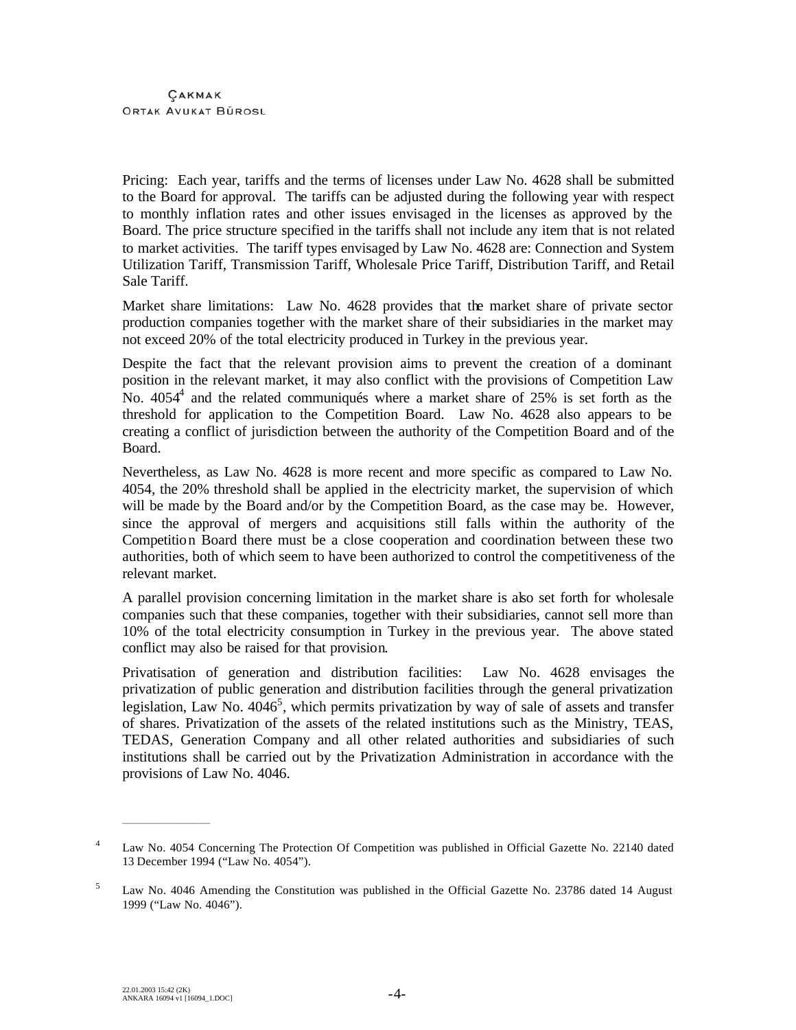Pricing: Each year, tariffs and the terms of licenses under Law No. 4628 shall be submitted to the Board for approval. The tariffs can be adjusted during the following year with respect to monthly inflation rates and other issues envisaged in the licenses as approved by the Board. The price structure specified in the tariffs shall not include any item that is not related to market activities. The tariff types envisaged by Law No. 4628 are: Connection and System Utilization Tariff, Transmission Tariff, Wholesale Price Tariff, Distribution Tariff, and Retail Sale Tariff.

Market share limitations: Law No. 4628 provides that the market share of private sector production companies together with the market share of their subsidiaries in the market may not exceed 20% of the total electricity produced in Turkey in the previous year.

Despite the fact that the relevant provision aims to prevent the creation of a dominant position in the relevant market, it may also conflict with the provisions of Competition Law No. 4054[4] and the related communiqués where a market share of 25% is set forth as the threshold for application to the Competition Board. Law No. 4628 also appears to be creating a conflict of jurisdiction between the authority of the Competition Board and of the Board.

Nevertheless, as Law No. 4628 is more recent and more specific as compared to Law No. 4054, the 20% threshold shall be applied in the electricity market, the supervision of which will be made by the Board and/or by the Competition Board, as the case may be. However, since the approval of mergers and acquisitions still falls within the authority of the Competition Board there must be a close cooperation and coordination between these two authorities, both of which seem to have been authorized to control the competitiveness of the relevant market.

A parallel provision concerning limitation in the market share is also set forth for wholesale companies such that these companies, together with their subsidiaries, cannot sell more than 10% of the total electricity consumption in Turkey in the previous year. The above stated conflict may also be raised for that provision.

Privatisation of generation and distribution facilities: Law No. 4628 envisages the privatization of public generation and distribution facilities through the general privatization legislation, Law No. 4046[5], which permits privatization by way of sale of assets and transfer of shares. Privatization of the assets of the related institutions such as the Ministry, TEAS, TEDAS, Generation Company and all other related authorities and subsidiaries of such institutions shall be carried out by the Privatization Administration in accordance with the provisions of Law No. 4046.

---

[4] Law No. 4054 Concerning The Protection Of Competition was published in Official Gazette No. 22140 dated 13 December 1994 ("Law No. 4054").

[5] Law No. 4046 Amending the Constitution was published in the Official Gazette No. 23786 dated 14 August 1999 ("Law No. 4046").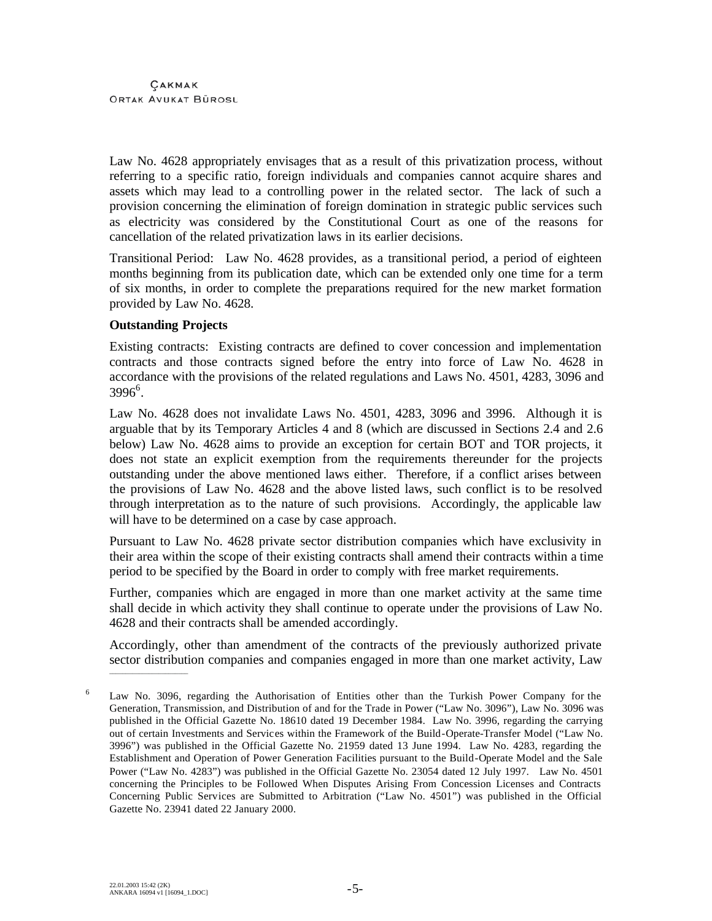Law No. 4628 appropriately envisages that as a result of this privatization process, without referring to a specific ratio, foreign individuals and companies cannot acquire shares and assets which may lead to a controlling power in the related sector. The lack of such a provision concerning the elimination of foreign domination in strategic public services such as electricity was considered by the Constitutional Court as one of the reasons for cancellation of the related privatization laws in its earlier decisions.

Transitional Period: Law No. 4628 provides, as a transitional period, a period of eighteen months beginning from its publication date, which can be extended only one time for a term of six months, in order to complete the preparations required for the new market formation provided by Law No. 4628.

**Outstanding Projects**

Existing contracts: Existing contracts are defined to cover concession and implementation contracts and those contracts signed before the entry into force of Law No. 4628 in accordance with the provisions of the related regulations and Laws No. 4501, 4283, 3096 and 3996[6].

Law No. 4628 does not invalidate Laws No. 4501, 4283, 3096 and 3996. Although it is arguable that by its Temporary Articles 4 and 8 (which are discussed in Sections 2.4 and 2.6 below) Law No. 4628 aims to provide an exception for certain BOT and TOR projects, it does not state an explicit exemption from the requirements thereunder for the projects outstanding under the above mentioned laws either. Therefore, if a conflict arises between the provisions of Law No. 4628 and the above listed laws, such conflict is to be resolved through interpretation as to the nature of such provisions. Accordingly, the applicable law will have to be determined on a case by case approach.

Pursuant to Law No. 4628 private sector distribution companies which have exclusivity in their area within the scope of their existing contracts shall amend their contracts within a time period to be specified by the Board in order to comply with free market requirements.

Further, companies which are engaged in more than one market activity at the same time shall decide in which activity they shall continue to operate under the provisions of Law No. 4628 and their contracts shall be amended accordingly.

Accordingly, other than amendment of the contracts of the previously authorized private sector distribution companies and companies engaged in more than one market activity, Law

---

[6] Law No. 3096, regarding the Authorisation of Entities other than the Turkish Power Company for the Generation, Transmission, and Distribution of and for the Trade in Power ("Law No. 3096"), Law No. 3096 was published in the Official Gazette No. 18610 dated 19 December 1984. Law No. 3996, regarding the carrying out of certain Investments and Services within the Framework of the Build-Operate-Transfer Model ("Law No. 3996") was published in the Official Gazette No. 21959 dated 13 June 1994. Law No. 4283, regarding the Establishment and Operation of Power Generation Facilities pursuant to the Build-Operate Model and the Sale Power ("Law No. 4283") was published in the Official Gazette No. 23054 dated 12 July 1997. Law No. 4501 concerning the Principles to be Followed When Disputes Arising From Concession Licenses and Contracts Concerning Public Services are Submitted to Arbitration ("Law No. 4501") was published in the Official Gazette No. 23941 dated 22 January 2000.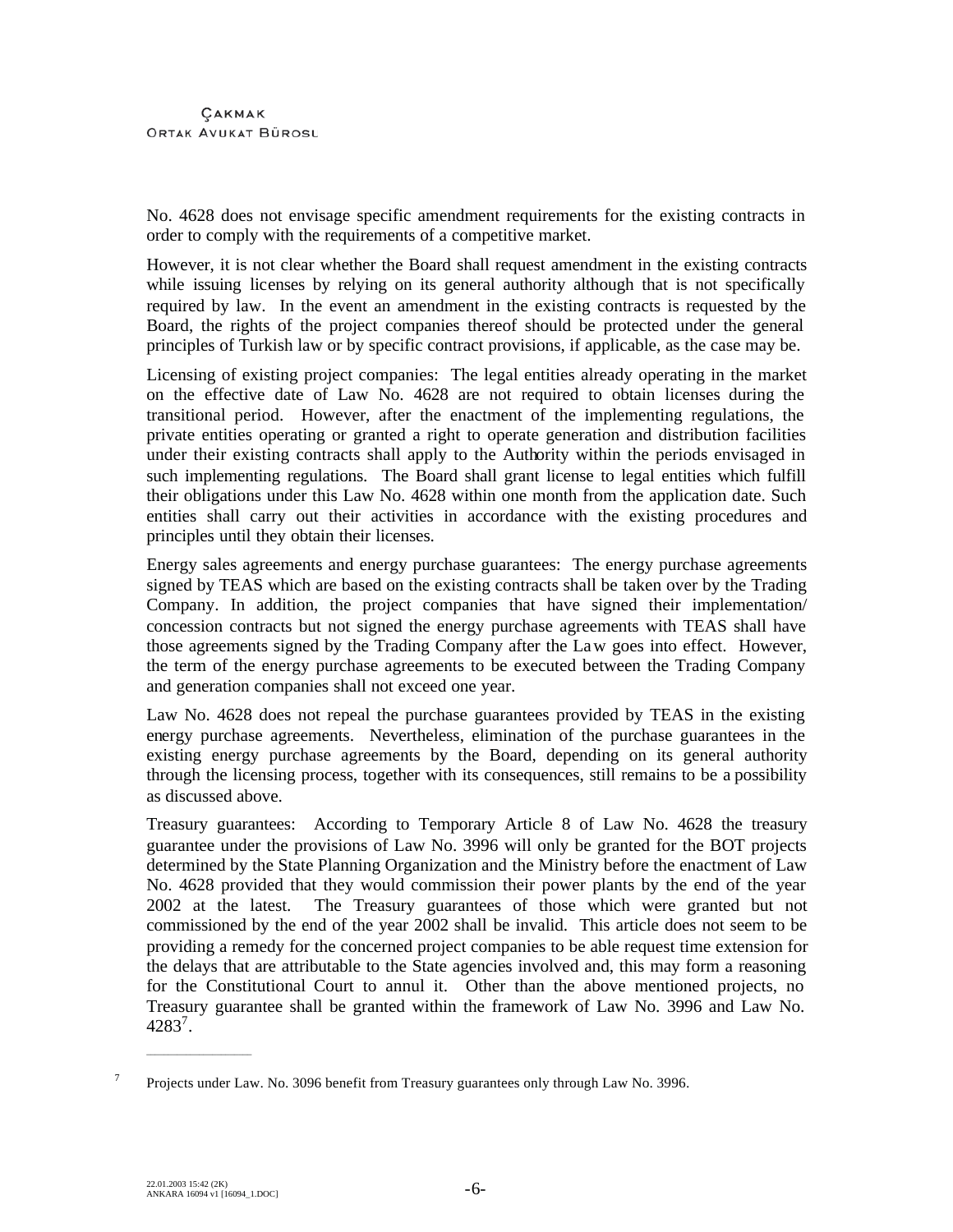No. 4628 does not envisage specific amendment requirements for the existing contracts in order to comply with the requirements of a competitive market.

However, it is not clear whether the Board shall request amendment in the existing contracts while issuing licenses by relying on its general authority although that is not specifically required by law. In the event an amendment in the existing contracts is requested by the Board, the rights of the project companies thereof should be protected under the general principles of Turkish law or by specific contract provisions, if applicable, as the case may be.

Licensing of existing project companies: The legal entities already operating in the market on the effective date of Law No. 4628 are not required to obtain licenses during the transitional period. However, after the enactment of the implementing regulations, the private entities operating or granted a right to operate generation and distribution facilities under their existing contracts shall apply to the Authority within the periods envisaged in such implementing regulations. The Board shall grant license to legal entities which fulfill their obligations under this Law No. 4628 within one month from the application date. Such entities shall carry out their activities in accordance with the existing procedures and principles until they obtain their licenses.

Energy sales agreements and energy purchase guarantees: The energy purchase agreements signed by TEAS which are based on the existing contracts shall be taken over by the Trading Company. In addition, the project companies that have signed their implementation/ concession contracts but not signed the energy purchase agreements with TEAS shall have those agreements signed by the Trading Company after the Law goes into effect. However, the term of the energy purchase agreements to be executed between the Trading Company and generation companies shall not exceed one year.

Law No. 4628 does not repeal the purchase guarantees provided by TEAS in the existing energy purchase agreements. Nevertheless, elimination of the purchase guarantees in the existing energy purchase agreements by the Board, depending on its general authority through the licensing process, together with its consequences, still remains to be a possibility as discussed above.

Treasury guarantees: According to Temporary Article 8 of Law No. 4628 the treasury guarantee under the provisions of Law No. 3996 will only be granted for the BOT projects determined by the State Planning Organization and the Ministry before the enactment of Law No. 4628 provided that they would commission their power plants by the end of the year 2002 at the latest. The Treasury guarantees of those which were granted but not commissioned by the end of the year 2002 shall be invalid. This article does not seem to be providing a remedy for the concerned project companies to be able request time extension for the delays that are attributable to the State agencies involved and, this may form a reasoning for the Constitutional Court to annul it. Other than the above mentioned projects, no Treasury guarantee shall be granted within the framework of Law No. 3996 and Law No. 4283[7].

---

[7] Projects under Law. No. 3096 benefit from Treasury guarantees only through Law No. 3996.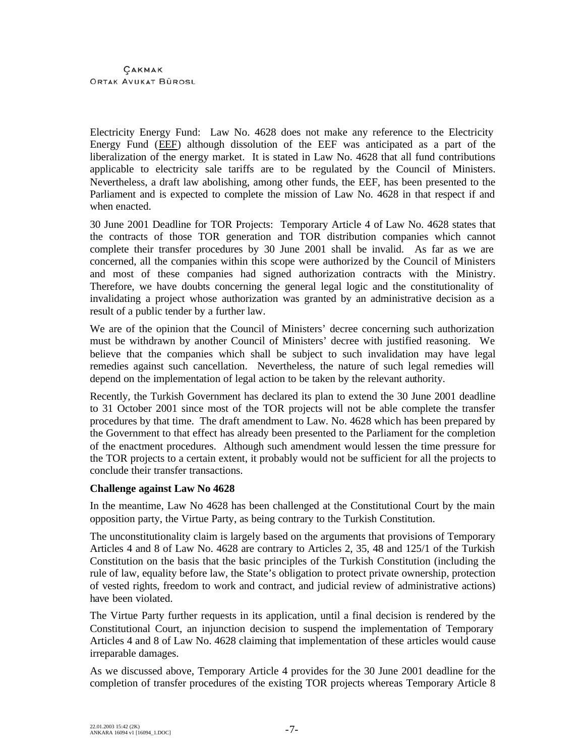Electricity Energy Fund: Law No. 4628 does not make any reference to the Electricity Energy Fund (EEF) although dissolution of the EEF was anticipated as a part of the liberalization of the energy market. It is stated in Law No. 4628 that all fund contributions applicable to electricity sale tariffs are to be regulated by the Council of Ministers. Nevertheless, a draft law abolishing, among other funds, the EEF, has been presented to the Parliament and is expected to complete the mission of Law No. 4628 in that respect if and when enacted.

30 June 2001 Deadline for TOR Projects: Temporary Article 4 of Law No. 4628 states that the contracts of those TOR generation and TOR distribution companies which cannot complete their transfer procedures by 30 June 2001 shall be invalid. As far as we are concerned, all the companies within this scope were authorized by the Council of Ministers and most of these companies had signed authorization contracts with the Ministry. Therefore, we have doubts concerning the general legal logic and the constitutionality of invalidating a project whose authorization was granted by an administrative decision as a result of a public tender by a further law.

We are of the opinion that the Council of Ministers' decree concerning such authorization must be withdrawn by another Council of Ministers' decree with justified reasoning. We believe that the companies which shall be subject to such invalidation may have legal remedies against such cancellation. Nevertheless, the nature of such legal remedies will depend on the implementation of legal action to be taken by the relevant authority.

Recently, the Turkish Government has declared its plan to extend the 30 June 2001 deadline to 31 October 2001 since most of the TOR projects will not be able complete the transfer procedures by that time. The draft amendment to Law. No. 4628 which has been prepared by the Government to that effect has already been presented to the Parliament for the completion of the enactment procedures. Although such amendment would lessen the time pressure for the TOR projects to a certain extent, it probably would not be sufficient for all the projects to conclude their transfer transactions.

**Challenge against Law No 4628**

In the meantime, Law No 4628 has been challenged at the Constitutional Court by the main opposition party, the Virtue Party, as being contrary to the Turkish Constitution.

The unconstitutionality claim is largely based on the arguments that provisions of Temporary Articles 4 and 8 of Law No. 4628 are contrary to Articles 2, 35, 48 and 125/1 of the Turkish Constitution on the basis that the basic principles of the Turkish Constitution (including the rule of law, equality before law, the State's obligation to protect private ownership, protection of vested rights, freedom to work and contract, and judicial review of administrative actions) have been violated.

The Virtue Party further requests in its application, until a final decision is rendered by the Constitutional Court, an injunction decision to suspend the implementation of Temporary Articles 4 and 8 of Law No. 4628 claiming that implementation of these articles would cause irreparable damages.

As we discussed above, Temporary Article 4 provides for the 30 June 2001 deadline for the completion of transfer procedures of the existing TOR projects whereas Temporary Article 8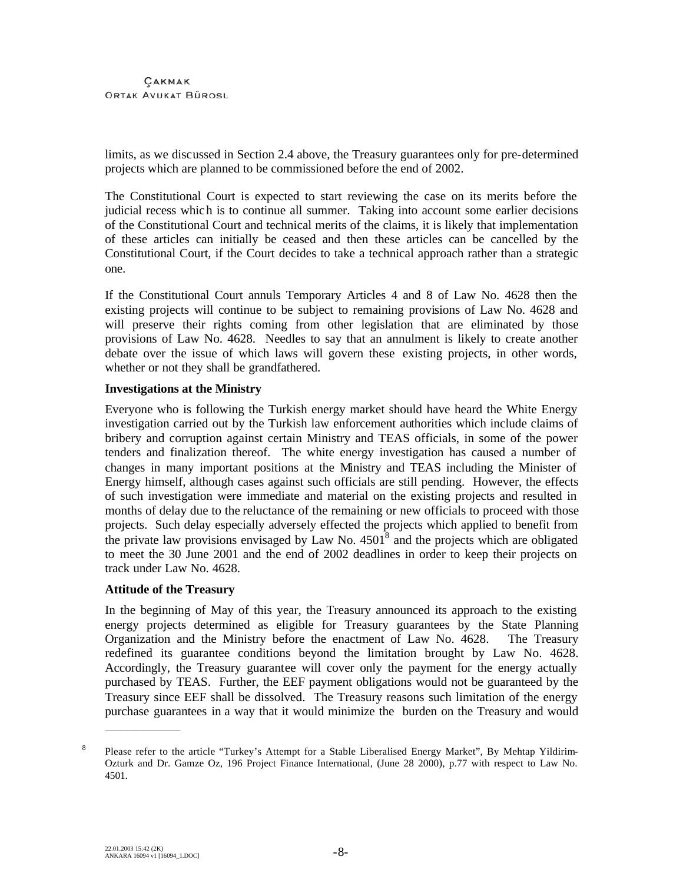limits, as we discussed in Section 2.4 above, the Treasury guarantees only for pre-determined projects which are planned to be commissioned before the end of 2002.

The Constitutional Court is expected to start reviewing the case on its merits before the judicial recess which is to continue all summer. Taking into account some earlier decisions of the Constitutional Court and technical merits of the claims, it is likely that implementation of these articles can initially be ceased and then these articles can be cancelled by the Constitutional Court, if the Court decides to take a technical approach rather than a strategic one.

If the Constitutional Court annuls Temporary Articles 4 and 8 of Law No. 4628 then the existing projects will continue to be subject to remaining provisions of Law No. 4628 and will preserve their rights coming from other legislation that are eliminated by those provisions of Law No. 4628. Needles to say that an annulment is likely to create another debate over the issue of which laws will govern these existing projects, in other words, whether or not they shall be grandfathered.

**Investigations at the Ministry**

Everyone who is following the Turkish energy market should have heard the White Energy investigation carried out by the Turkish law enforcement authorities which include claims of bribery and corruption against certain Ministry and TEAS officials, in some of the power tenders and finalization thereof. The white energy investigation has caused a number of changes in many important positions at the Ministry and TEAS including the Minister of Energy himself, although cases against such officials are still pending. However, the effects of such investigation were immediate and material on the existing projects and resulted in months of delay due to the reluctance of the remaining or new officials to proceed with those projects. Such delay especially adversely effected the projects which applied to benefit from the private law provisions envisaged by Law No. 4501[8] and the projects which are obligated to meet the 30 June 2001 and the end of 2002 deadlines in order to keep their projects on track under Law No. 4628.

**Attitude of the Treasury**

In the beginning of May of this year, the Treasury announced its approach to the existing energy projects determined as eligible for Treasury guarantees by the State Planning Organization and the Ministry before the enactment of Law No. 4628. The Treasury redefined its guarantee conditions beyond the limitation brought by Law No. 4628. Accordingly, the Treasury guarantee will cover only the payment for the energy actually purchased by TEAS. Further, the EEF payment obligations would not be guaranteed by the Treasury since EEF shall be dissolved. The Treasury reasons such limitation of the energy purchase guarantees in a way that it would minimize the burden on the Treasury and would

---

[8] Please refer to the article "Turkey's Attempt for a Stable Liberalised Energy Market", By Mehtap Yildirim-Ozturk and Dr. Gamze Oz, 196 Project Finance International, (June 28 2000), p.77 with respect to Law No. 4501.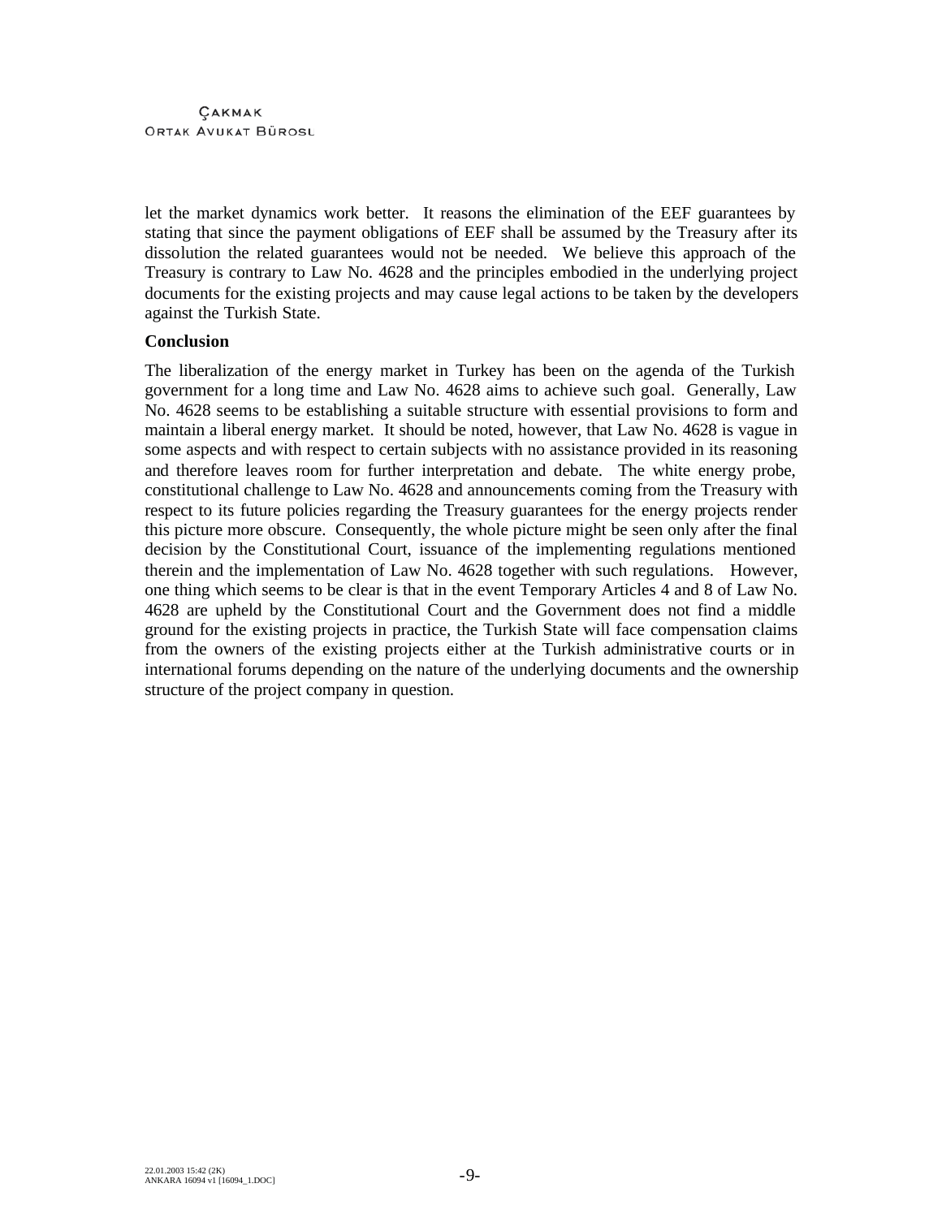let the market dynamics work better. It reasons the elimination of the EEF guarantees by stating that since the payment obligations of EEF shall be assumed by the Treasury after its dissolution the related guarantees would not be needed. We believe this approach of the Treasury is contrary to Law No. 4628 and the principles embodied in the underlying project documents for the existing projects and may cause legal actions to be taken by the developers against the Turkish State.

**Conclusion**

The liberalization of the energy market in Turkey has been on the agenda of the Turkish government for a long time and Law No. 4628 aims to achieve such goal. Generally, Law No. 4628 seems to be establishing a suitable structure with essential provisions to form and maintain a liberal energy market. It should be noted, however, that Law No. 4628 is vague in some aspects and with respect to certain subjects with no assistance provided in its reasoning and therefore leaves room for further interpretation and debate. The white energy probe, constitutional challenge to Law No. 4628 and announcements coming from the Treasury with respect to its future policies regarding the Treasury guarantees for the energy projects render this picture more obscure. Consequently, the whole picture might be seen only after the final decision by the Constitutional Court, issuance of the implementing regulations mentioned therein and the implementation of Law No. 4628 together with such regulations. However, one thing which seems to be clear is that in the event Temporary Articles 4 and 8 of Law No. 4628 are upheld by the Constitutional Court and the Government does not find a middle ground for the existing projects in practice, the Turkish State will face compensation claims from the owners of the existing projects either at the Turkish administrative courts or in international forums depending on the nature of the underlying documents and the ownership structure of the project company in question.